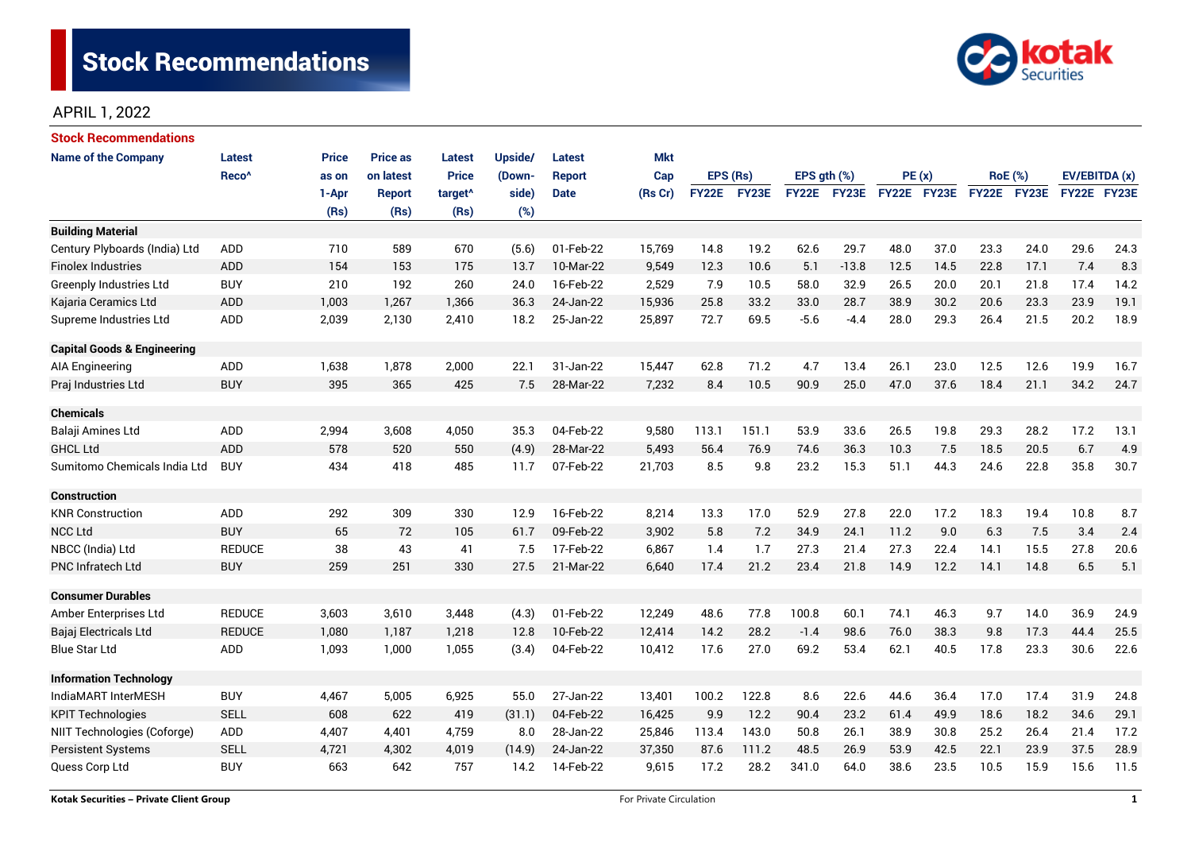# Stock Recommendations

APRIL 1, 2022

## Stock Recommendations

| Name of the Company | Latest Reco^ | Price as on 1-Apr (Rs) | Price as on latest Report (Rs) | Latest Price target^ (Rs) | Upside/ (Down-side) (%) | Latest Report Date | Mkt Cap (Rs Cr) | EPS (Rs) | | EPS gth (%) | | PE (x) | | RoE (%) | | EV/EBITDA (x) | |
|---|---|---|---|---|---|---|---|---|---|---|---|---|---|---|---|---|---|
| | | | | | | | | FY22E | FY23E | FY22E | FY23E | FY22E | FY23E | FY22E | FY23E | FY22E | FY23E |
| **Building Material** | | | | | | | | | | | | | | | | | |
| Century Plyboards (India) Ltd | ADD | 710 | 589 | 670 | (5.6) | 01-Feb-22 | 15,769 | 14.8 | 19.2 | 62.6 | 29.7 | 48.0 | 37.0 | 23.3 | 24.0 | 29.6 | 24.3 |
| Finolex Industries | ADD | 154 | 153 | 175 | 13.7 | 10-Mar-22 | 9,549 | 12.3 | 10.6 | 5.1 | -13.8 | 12.5 | 14.5 | 22.8 | 17.1 | 7.4 | 8.3 |
| Greenply Industries Ltd | BUY | 210 | 192 | 260 | 24.0 | 16-Feb-22 | 2,529 | 7.9 | 10.5 | 58.0 | 32.9 | 26.5 | 20.0 | 20.1 | 21.8 | 17.4 | 14.2 |
| Kajaria Ceramics Ltd | ADD | 1,003 | 1,267 | 1,366 | 36.3 | 24-Jan-22 | 15,936 | 25.8 | 33.2 | 33.0 | 28.7 | 38.9 | 30.2 | 20.6 | 23.3 | 23.9 | 19.1 |
| Supreme Industries Ltd | ADD | 2,039 | 2,130 | 2,410 | 18.2 | 25-Jan-22 | 25,897 | 72.7 | 69.5 | -5.6 | -4.4 | 28.0 | 29.3 | 26.4 | 21.5 | 20.2 | 18.9 |
| **Capital Goods & Engineering** | | | | | | | | | | | | | | | | | |
| AIA Engineering | ADD | 1,638 | 1,878 | 2,000 | 22.1 | 31-Jan-22 | 15,447 | 62.8 | 71.2 | 4.7 | 13.4 | 26.1 | 23.0 | 12.5 | 12.6 | 19.9 | 16.7 |
| Praj Industries Ltd | BUY | 395 | 365 | 425 | 7.5 | 28-Mar-22 | 7,232 | 8.4 | 10.5 | 90.9 | 25.0 | 47.0 | 37.6 | 18.4 | 21.1 | 34.2 | 24.7 |
| **Chemicals** | | | | | | | | | | | | | | | | | |
| Balaji Amines Ltd | ADD | 2,994 | 3,608 | 4,050 | 35.3 | 04-Feb-22 | 9,580 | 113.1 | 151.1 | 53.9 | 33.6 | 26.5 | 19.8 | 29.3 | 28.2 | 17.2 | 13.1 |
| GHCL Ltd | ADD | 578 | 520 | 550 | (4.9) | 28-Mar-22 | 5,493 | 56.4 | 76.9 | 74.6 | 36.3 | 10.3 | 7.5 | 18.5 | 20.5 | 6.7 | 4.9 |
| Sumitomo Chemicals India Ltd | BUY | 434 | 418 | 485 | 11.7 | 07-Feb-22 | 21,703 | 8.5 | 9.8 | 23.2 | 15.3 | 51.1 | 44.3 | 24.6 | 22.8 | 35.8 | 30.7 |
| **Construction** | | | | | | | | | | | | | | | | | |
| KNR Construction | ADD | 292 | 309 | 330 | 12.9 | 16-Feb-22 | 8,214 | 13.3 | 17.0 | 52.9 | 27.8 | 22.0 | 17.2 | 18.3 | 19.4 | 10.8 | 8.7 |
| NCC Ltd | BUY | 65 | 72 | 105 | 61.7 | 09-Feb-22 | 3,902 | 5.8 | 7.2 | 34.9 | 24.1 | 11.2 | 9.0 | 6.3 | 7.5 | 3.4 | 2.4 |
| NBCC (India) Ltd | REDUCE | 38 | 43 | 41 | 7.5 | 17-Feb-22 | 6,867 | 1.4 | 1.7 | 27.3 | 21.4 | 27.3 | 22.4 | 14.1 | 15.5 | 27.8 | 20.6 |
| PNC Infratech Ltd | BUY | 259 | 251 | 330 | 27.5 | 21-Mar-22 | 6,640 | 17.4 | 21.2 | 23.4 | 21.8 | 14.9 | 12.2 | 14.1 | 14.8 | 6.5 | 5.1 |
| **Consumer Durables** | | | | | | | | | | | | | | | | | |
| Amber Enterprises Ltd | REDUCE | 3,603 | 3,610 | 3,448 | (4.3) | 01-Feb-22 | 12,249 | 48.6 | 77.8 | 100.8 | 60.1 | 74.1 | 46.3 | 9.7 | 14.0 | 36.9 | 24.9 |
| Bajaj Electricals Ltd | REDUCE | 1,080 | 1,187 | 1,218 | 12.8 | 10-Feb-22 | 12,414 | 14.2 | 28.2 | -1.4 | 98.6 | 76.0 | 38.3 | 9.8 | 17.3 | 44.4 | 25.5 |
| Blue Star Ltd | ADD | 1,093 | 1,000 | 1,055 | (3.4) | 04-Feb-22 | 10,412 | 17.6 | 27.0 | 69.2 | 53.4 | 62.1 | 40.5 | 17.8 | 23.3 | 30.6 | 22.6 |
| **Information Technology** | | | | | | | | | | | | | | | | | |
| IndiaMART InterMESH | BUY | 4,467 | 5,005 | 6,925 | 55.0 | 27-Jan-22 | 13,401 | 100.2 | 122.8 | 8.6 | 22.6 | 44.6 | 36.4 | 17.0 | 17.4 | 31.9 | 24.8 |
| KPIT Technologies | SELL | 608 | 622 | 419 | (31.1) | 04-Feb-22 | 16,425 | 9.9 | 12.2 | 90.4 | 23.2 | 61.4 | 49.9 | 18.6 | 18.2 | 34.6 | 29.1 |
| NIIT Technologies (Coforge) | ADD | 4,407 | 4,401 | 4,759 | 8.0 | 28-Jan-22 | 25,846 | 113.4 | 143.0 | 50.8 | 26.1 | 38.9 | 30.8 | 25.2 | 26.4 | 21.4 | 17.2 |
| Persistent Systems | SELL | 4,721 | 4,302 | 4,019 | (14.9) | 24-Jan-22 | 37,350 | 87.6 | 111.2 | 48.5 | 26.9 | 53.9 | 42.5 | 22.1 | 23.9 | 37.5 | 28.9 |
| Quess Corp Ltd | BUY | 663 | 642 | 757 | 14.2 | 14-Feb-22 | 9,615 | 17.2 | 28.2 | 341.0 | 64.0 | 38.6 | 23.5 | 10.5 | 15.9 | 15.6 | 11.5 |

Kotak Securities – Private Client Group

For Private Circulation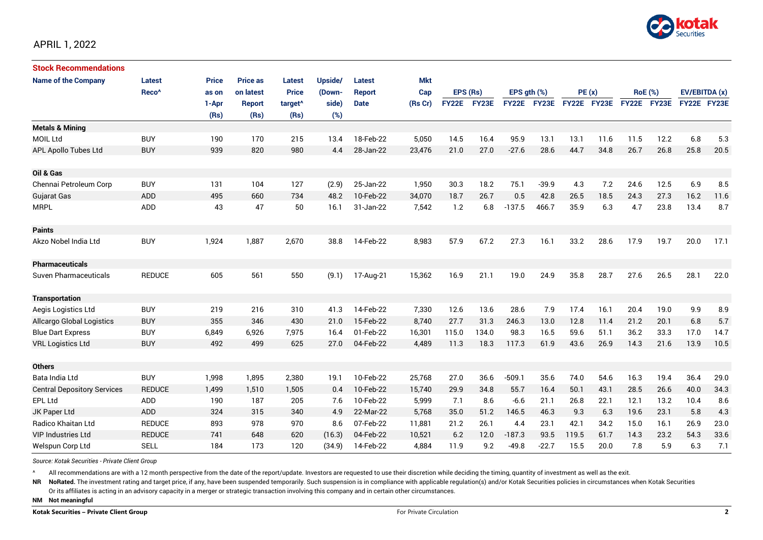APRIL 1, 2022

### Stock Recommendations

| Name of the Company | Latest Reco^ | Price as on 1-Apr (Rs) | Price as on latest Report (Rs) | Latest Price target^ (Rs) | Upside/ (Down-side) (%) | Latest Report Date | Mkt Cap (Rs Cr) | EPS (Rs) FY22E | EPS (Rs) FY23E | EPS gth (%) FY22E | EPS gth (%) FY23E | PE (x) FY22E | PE (x) FY23E | RoE (%) FY22E | RoE (%) FY23E | EV/EBITDA (x) FY22E | EV/EBITDA (x) FY23E |
|---|---|---|---|---|---|---|---|---|---|---|---|---|---|---|---|---|---|
| **Metals & Mining** | | | | | | | | | | | | | | | | | |
| MOIL Ltd | BUY | 190 | 170 | 215 | 13.4 | 18-Feb-22 | 5,050 | 14.5 | 16.4 | 95.9 | 13.1 | 13.1 | 11.6 | 11.5 | 12.2 | 6.8 | 5.3 |
| APL Apollo Tubes Ltd | BUY | 939 | 820 | 980 | 4.4 | 28-Jan-22 | 23,476 | 21.0 | 27.0 | -27.6 | 28.6 | 44.7 | 34.8 | 26.7 | 26.8 | 25.8 | 20.5 |
| **Oil & Gas** | | | | | | | | | | | | | | | | | |
| Chennai Petroleum Corp | BUY | 131 | 104 | 127 | (2.9) | 25-Jan-22 | 1,950 | 30.3 | 18.2 | 75.1 | -39.9 | 4.3 | 7.2 | 24.6 | 12.5 | 6.9 | 8.5 |
| Gujarat Gas | ADD | 495 | 660 | 734 | 48.2 | 10-Feb-22 | 34,070 | 18.7 | 26.7 | 0.5 | 42.8 | 26.5 | 18.5 | 24.3 | 27.3 | 16.2 | 11.6 |
| MRPL | ADD | 43 | 47 | 50 | 16.1 | 31-Jan-22 | 7,542 | 1.2 | 6.8 | -137.5 | 466.7 | 35.9 | 6.3 | 4.7 | 23.8 | 13.4 | 8.7 |
| **Paints** | | | | | | | | | | | | | | | | | |
| Akzo Nobel India Ltd | BUY | 1,924 | 1,887 | 2,670 | 38.8 | 14-Feb-22 | 8,983 | 57.9 | 67.2 | 27.3 | 16.1 | 33.2 | 28.6 | 17.9 | 19.7 | 20.0 | 17.1 |
| **Pharmaceuticals** | | | | | | | | | | | | | | | | | |
| Suven Pharmaceuticals | REDUCE | 605 | 561 | 550 | (9.1) | 17-Aug-21 | 15,362 | 16.9 | 21.1 | 19.0 | 24.9 | 35.8 | 28.7 | 27.6 | 26.5 | 28.1 | 22.0 |
| **Transportation** | | | | | | | | | | | | | | | | | |
| Aegis Logistics Ltd | BUY | 219 | 216 | 310 | 41.3 | 14-Feb-22 | 7,330 | 12.6 | 13.6 | 28.6 | 7.9 | 17.4 | 16.1 | 20.4 | 19.0 | 9.9 | 8.9 |
| Allcargo Global Logistics | BUY | 355 | 346 | 430 | 21.0 | 15-Feb-22 | 8,740 | 27.7 | 31.3 | 246.3 | 13.0 | 12.8 | 11.4 | 21.2 | 20.1 | 6.8 | 5.7 |
| Blue Dart Express | BUY | 6,849 | 6,926 | 7,975 | 16.4 | 01-Feb-22 | 16,301 | 115.0 | 134.0 | 98.3 | 16.5 | 59.6 | 51.1 | 36.2 | 33.3 | 17.0 | 14.7 |
| VRL Logistics Ltd | BUY | 492 | 499 | 625 | 27.0 | 04-Feb-22 | 4,489 | 11.3 | 18.3 | 117.3 | 61.9 | 43.6 | 26.9 | 14.3 | 21.6 | 13.9 | 10.5 |
| **Others** | | | | | | | | | | | | | | | | | |
| Bata India Ltd | BUY | 1,998 | 1,895 | 2,380 | 19.1 | 10-Feb-22 | 25,768 | 27.0 | 36.6 | -509.1 | 35.6 | 74.0 | 54.6 | 16.3 | 19.4 | 36.4 | 29.0 |
| Central Depository Services | REDUCE | 1,499 | 1,510 | 1,505 | 0.4 | 10-Feb-22 | 15,740 | 29.9 | 34.8 | 55.7 | 16.4 | 50.1 | 43.1 | 28.5 | 26.6 | 40.0 | 34.3 |
| EPL Ltd | ADD | 190 | 187 | 205 | 7.6 | 10-Feb-22 | 5,999 | 7.1 | 8.6 | -6.6 | 21.1 | 26.8 | 22.1 | 12.1 | 13.2 | 10.4 | 8.6 |
| JK Paper Ltd | ADD | 324 | 315 | 340 | 4.9 | 22-Mar-22 | 5,768 | 35.0 | 51.2 | 146.5 | 46.3 | 9.3 | 6.3 | 19.6 | 23.1 | 5.8 | 4.3 |
| Radico Khaitan Ltd | REDUCE | 893 | 978 | 970 | 8.6 | 07-Feb-22 | 11,881 | 21.2 | 26.1 | 4.4 | 23.1 | 42.1 | 34.2 | 15.0 | 16.1 | 26.9 | 23.0 |
| VIP Industries Ltd | REDUCE | 741 | 648 | 620 | (16.3) | 04-Feb-22 | 10,521 | 6.2 | 12.0 | -187.3 | 93.5 | 119.5 | 61.7 | 14.3 | 23.2 | 54.3 | 33.6 |
| Welspun Corp Ltd | SELL | 184 | 173 | 120 | (34.9) | 14-Feb-22 | 4,884 | 11.9 | 9.2 | -49.8 | -22.7 | 15.5 | 20.0 | 7.8 | 5.9 | 6.3 | 7.1 |

*Source: Kotak Securities - Private Client Group*

^ All recommendations are with a 12 month perspective from the date of the report/update. Investors are requested to use their discretion while deciding the timing, quantity of investment as well as the exit.

**NR** **NoRated.** The investment rating and target price, if any, have been suspended temporarily. Such suspension is in compliance with applicable regulation(s) and/or Kotak Securities policies in circumstances when Kotak Securities Or its affiliates is acting in an advisory capacity in a merger or strategic transaction involving this company and in certain other circumstances.

**NM** **Not meaningful**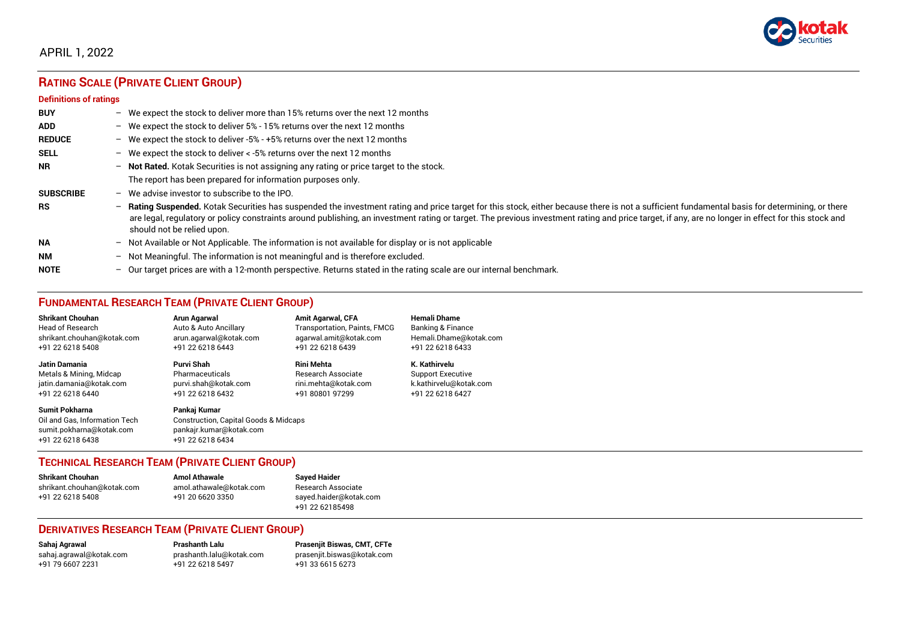APRIL 1, 2022

## RATING SCALE (PRIVATE CLIENT GROUP)

### Definitions of ratings

**BUY** – We expect the stock to deliver more than 15% returns over the next 12 months

**ADD** – We expect the stock to deliver 5% - 15% returns over the next 12 months

**REDUCE** – We expect the stock to deliver -5% - +5% returns over the next 12 months

**SELL** – We expect the stock to deliver < -5% returns over the next 12 months

**NR** – **Not Rated.** Kotak Securities is not assigning any rating or price target to the stock.
The report has been prepared for information purposes only.

**SUBSCRIBE** – We advise investor to subscribe to the IPO.

**RS** – **Rating Suspended.** Kotak Securities has suspended the investment rating and price target for this stock, either because there is not a sufficient fundamental basis for determining, or there are legal, regulatory or policy constraints around publishing, an investment rating or target. The previous investment rating and price target, if any, are no longer in effect for this stock and should not be relied upon.

**NA** – Not Available or Not Applicable. The information is not available for display or is not applicable

**NM** – Not Meaningful. The information is not meaningful and is therefore excluded.

**NOTE** – Our target prices are with a 12-month perspective. Returns stated in the rating scale are our internal benchmark.

## FUNDAMENTAL RESEARCH TEAM (PRIVATE CLIENT GROUP)

**Shrikant Chouhan**
Head of Research
shrikant.chouhan@kotak.com
+91 22 6218 5408

**Arun Agarwal**
Auto & Auto Ancillary
arun.agarwal@kotak.com
+91 22 6218 6443

**Amit Agarwal, CFA**
Transportation, Paints, FMCG
agarwal.amit@kotak.com
+91 22 6218 6439

**Hemali Dhame**
Banking & Finance
Hemali.Dhame@kotak.com
+91 22 6218 6433

**Jatin Damania**
Metals & Mining, Midcap
jatin.damania@kotak.com
+91 22 6218 6440

**Purvi Shah**
Pharmaceuticals
purvi.shah@kotak.com
+91 22 6218 6432

**Rini Mehta**
Research Associate
rini.mehta@kotak.com
+91 80801 97299

**K. Kathirvelu**
Support Executive
k.kathirvelu@kotak.com
+91 22 6218 6427

**Sumit Pokharna**
Oil and Gas, Information Tech
sumit.pokharna@kotak.com
+91 22 6218 6438

**Pankaj Kumar**
Construction, Capital Goods & Midcaps
pankajr.kumar@kotak.com
+91 22 6218 6434

## TECHNICAL RESEARCH TEAM (PRIVATE CLIENT GROUP)

**Shrikant Chouhan**
shrikant.chouhan@kotak.com
+91 22 6218 5408

**Amol Athawale**
amol.athawale@kotak.com
+91 20 6620 3350

**Sayed Haider**
Research Associate
sayed.haider@kotak.com
+91 22 62185498

## DERIVATIVES RESEARCH TEAM (PRIVATE CLIENT GROUP)

**Sahaj Agrawal**
sahaj.agrawal@kotak.com
+91 79 6607 2231

**Prashanth Lalu**
prashanth.lalu@kotak.com
+91 22 6218 5497

**Prasenjit Biswas, CMT, CFTe**
prasenjit.biswas@kotak.com
+91 33 6615 6273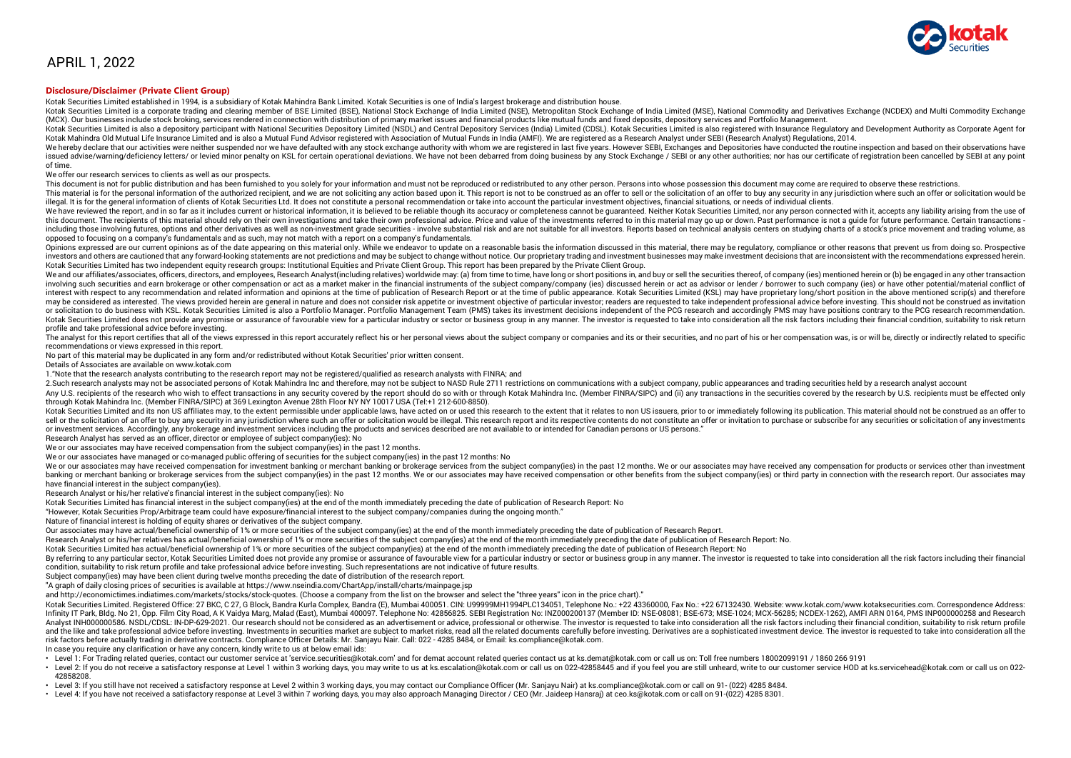APRIL 1, 2022

### Disclosure/Disclaimer (Private Client Group)

Kotak Securities Limited established in 1994, is a subsidiary of Kotak Mahindra Bank Limited. Kotak Securities is one of India's largest brokerage and distribution house.

Kotak Securities Limited is a corporate trading and clearing member of BSE Limited (BSE), National Stock Exchange of India Limited (NSE), Metropolitan Stock Exchange of India Limited (MSE), National Commodity and Derivatives Exchange (NCDEX) and Multi Commodity Exchange (MCX). Our businesses include stock broking, services rendered in connection with distribution of primary market issues and financial products like mutual funds and fixed deposits, depository services and Portfolio Management.

Kotak Securities Limited is also a depository participant with National Securities Depository Limited (NSDL) and Central Depository Services (India) Limited (CDSL). Kotak Securities Limited is also registered with Insurance Regulatory and Development Authority as Corporate Agent for Kotak Mahindra Old Mutual Life Insurance Limited and is also a Mutual Fund Advisor registered with Association of Mutual Funds in India (AMFI). We are registered as a Research Analyst under SEBI (Research Analyst) Regulations, 2014.

We hereby declare that our activities were neither suspended nor we have defaulted with any stock exchange authority with whom we are registered in last five years. However SEBI, Exchanges and Depositories have conducted the routine inspection and based on their observations have issued advise/warning/deficiency letters/ or levied minor penalty on KSL for certain operational deviations. We have not been debarred from doing business by any Stock Exchange / SEBI or any other authorities; nor has our certificate of registration been cancelled by SEBI at any point of time.

We offer our research services to clients as well as our prospects.

This document is not for public distribution and has been furnished to you solely for your information and must not be reproduced or redistributed to any other person. Persons into whose possession this document may come are required to observe these restrictions.

This material is for the personal information of the authorized recipient, and we are not soliciting any action based upon it. This report is not to be construed as an offer to sell or the solicitation of an offer to buy any security in any jurisdiction where such an offer or solicitation would be illegal. It is for the general information of clients of Kotak Securities Ltd. It does not constitute a personal recommendation or take into account the particular investment objectives, financial situations, or needs of individual clients.

We have reviewed the report, and in so far as it includes current or historical information, it is believed to be reliable though its accuracy or completeness cannot be guaranteed. Neither Kotak Securities Limited, nor any person connected with it, accepts any liability arising from the use of this document. The recipients of this material should rely on their own investigations and take their own professional advice. Price and value of the investments referred to in this material may go up or down. Past performance is not a guide for future performance. Certain transactions - including those involving futures, options and other derivatives as well as non-investment grade securities - involve substantial risk and are not suitable for all investors. Reports based on technical analysis centers on studying charts of a stock's price movement and trading volume, as opposed to focusing on a company's fundamentals and as such, may not match with a report on a company's fundamentals.

Opinions expressed are our current opinions as of the date appearing on this material only. While we endeavor to update on a reasonable basis the information discussed in this material, there may be regulatory, compliance or other reasons that prevent us from doing so. Prospective investors and others are cautioned that any forward-looking statements are not predictions and may be subject to change without notice. Our proprietary trading and investment businesses may make investment decisions that are inconsistent with the recommendations expressed herein. Kotak Securities Limited has two independent equity research groups: Institutional Equities and Private Client Group. This report has been prepared by the Private Client Group.

We and our affiliates/associates, officers, directors, and employees, Research Analyst(including relatives) worldwide may: (a) from time to time, have long or short positions in, and buy or sell the securities thereof, of company (ies) mentioned herein or (b) be engaged in any other transaction involving such securities and earn brokerage or other compensation or act as a market maker in the financial instruments of the subject company/company (ies) discussed herein or act as advisor or lender / borrower to such company (ies) or have other potential/material conflict of interest with respect to any recommendation and related information and opinions at the time of publication of Research Report or at the time of public appearance. Kotak Securities Limited (KSL) may have proprietary long/short position in the above mentioned scrip(s) and therefore may be considered as interested. The views provided herein are general in nature and does not consider risk appetite or investment objective of particular investor; readers are requested to take independent professional advice before investing. This should not be construed as invitation or solicitation to do business with KSL. Kotak Securities Limited is also a Portfolio Manager. Portfolio Management Team (PMS) takes its investment decisions independent of the PCG research and accordingly PMS may have positions contrary to the PCG research recommendation. Kotak Securities Limited does not provide any promise or assurance of favourable view for a particular industry or sector or business group in any manner. The investor is requested to take into consideration all the risk factors including their financial condition, suitability to risk return profile and take professional advice before investing.

The analyst for this report certifies that all of the views expressed in this report accurately reflect his or her personal views about the subject company or companies and its or their securities, and no part of his or her compensation was, is or will be, directly or indirectly related to specific recommendations or views expressed in this report.

No part of this material may be duplicated in any form and/or redistributed without Kotak Securities' prior written consent.

Details of Associates are available on www.kotak.com

1."Note that the research analysts contributing to the research report may not be registered/qualified as research analysts with FINRA; and

2.Such research analysts may not be associated persons of Kotak Mahindra Inc and therefore, may not be subject to NASD Rule 2711 restrictions on communications with a subject company, public appearances and trading securities held by a research analyst account

Any U.S. recipients of the research who wish to effect transactions in any security covered by the report should do so with or through Kotak Mahindra Inc. (Member FINRA/SIPC) and (ii) any transactions in the securities covered by the research by U.S. recipients must be effected only through Kotak Mahindra Inc. (Member FINRA/SIPC) at 369 Lexington Avenue 28th Floor NY NY 10017 USA (Tel:+1 212-600-8850).

Kotak Securities Limited and its non US affiliates may, to the extent permissible under applicable laws, have acted on or used this research to the extent that it relates to non US issuers, prior to or immediately following its publication. This material should not be construed as an offer to sell or the solicitation of an offer to buy any security in any jurisdiction where such an offer or solicitation would be illegal. This research report and its respective contents do not constitute an offer or invitation to purchase or subscribe for any securities or solicitation of any investments or investment services. Accordingly, any brokerage and investment services including the products and services described are not available to or intended for Canadian persons or US persons."

Research Analyst has served as an officer, director or employee of subject company(ies): No

We or our associates may have received compensation from the subject company(ies) in the past 12 months.

We or our associates have managed or co-managed public offering of securities for the subject company(ies) in the past 12 months: No

We or our associates may have received compensation for investment banking or merchant banking or brokerage services from the subject company(ies) in the past 12 months. We or our associates may have received any compensation for products or services other than investment banking or merchant banking or brokerage services from the subject company(ies) in the past 12 months. We or our associates may have received compensation or other benefits from the subject company(ies) or third party in connection with the research report. Our associates may have financial interest in the subject company(ies).

Research Analyst or his/her relative's financial interest in the subject company(ies): No

Kotak Securities Limited has financial interest in the subject company(ies) at the end of the month immediately preceding the date of publication of Research Report: No

"However, Kotak Securities Prop/Arbitrage team could have exposure/financial interest to the subject company/companies during the ongoing month."

Nature of financial interest is holding of equity shares or derivatives of the subject company.

Our associates may have actual/beneficial ownership of 1% or more securities of the subject company(ies) at the end of the month immediately preceding the date of publication of Research Report.

Research Analyst or his/her relatives has actual/beneficial ownership of 1% or more securities of the subject company(ies) at the end of the month immediately preceding the date of publication of Research Report: No.

Kotak Securities Limited has actual/beneficial ownership of 1% or more securities of the subject company(ies) at the end of the month immediately preceding the date of publication of Research Report: No

By referring to any particular sector, Kotak Securities Limited does not provide any promise or assurance of favourable view for a particular industry or sector or business group in any manner. The investor is requested to take into consideration all the risk factors including their financial condition, suitability to risk return profile and take professional advice before investing. Such representations are not indicative of future results.

Subject company(ies) may have been client during twelve months preceding the date of distribution of the research report.

"A graph of daily closing prices of securities is available at https://www.nseindia.com/ChartApp/install/charts/mainpage.jsp

and http://economictimes.indiatimes.com/markets/stocks/stock-quotes. (Choose a company from the list on the browser and select the "three years" icon in the price chart)."

Kotak Securities Limited. Registered Office: 27 BKC, C 27, G Block, Bandra Kurla Complex, Bandra (E), Mumbai 400051. CIN: U99999MH1994PLC134051, Telephone No.: +22 43360000, Fax No.: +22 67132430. Website: www.kotak.com/www.kotaksecurities.com. Correspondence Address: Infinity IT Park, Bldg. No 21, Opp. Film City Road, A K Vaidya Marg, Malad (East), Mumbai 400097. Telephone No: 42856825. SEBI Registration No: INZ000200137 (Member ID: NSE-08081; BSE-673; MSE-1024; MCX-56285; NCDEX-1262), AMFI ARN 0164, PMS INP000000258 and Research Analyst INH000000586. NSDL/CDSL: IN-DP-629-2021. Our research should not be considered as an advertisement or advice, professional or otherwise. The investor is requested to take into consideration all the risk factors including their financial condition, suitability to risk return profile and the like and take professional advice before investing. Investments in securities market are subject to market risks, read all the related documents carefully before investing. Derivatives are a sophisticated investment device. The investor is requested to take into consideration all the risk factors before actually trading in derivative contracts. Compliance Officer Details: Mr. Sanjayu Nair. Call: 022 - 4285 8484, or Email: ks.compliance@kotak.com.

In case you require any clarification or have any concern, kindly write to us at below email ids:

- Level 1: For Trading related queries, contact our customer service at 'service.securities@kotak.com' and for demat account related queries contact us at ks.demat@kotak.com or call us on: Toll free numbers 18002099191 / 1860 266 9191
- Level 2: If you do not receive a satisfactory response at Level 1 within 3 working days, you may write to us at ks.escalation@kotak.com or call us on 022-42858445 and if you feel you are still unheard, write to our customer service HOD at ks.servicehead@kotak.com or call us on 022-42858208.
- Level 3: If you still have not received a satisfactory response at Level 2 within 3 working days, you may contact our Compliance Officer (Mr. Sanjayu Nair) at ks.compliance@kotak.com or call on 91- (022) 4285 8484.
- Level 4: If you have not received a satisfactory response at Level 3 within 7 working days, you may also approach Managing Director / CEO (Mr. Jaideep Hansraj) at ceo.ks@kotak.com or call on 91-(022) 4285 8301.